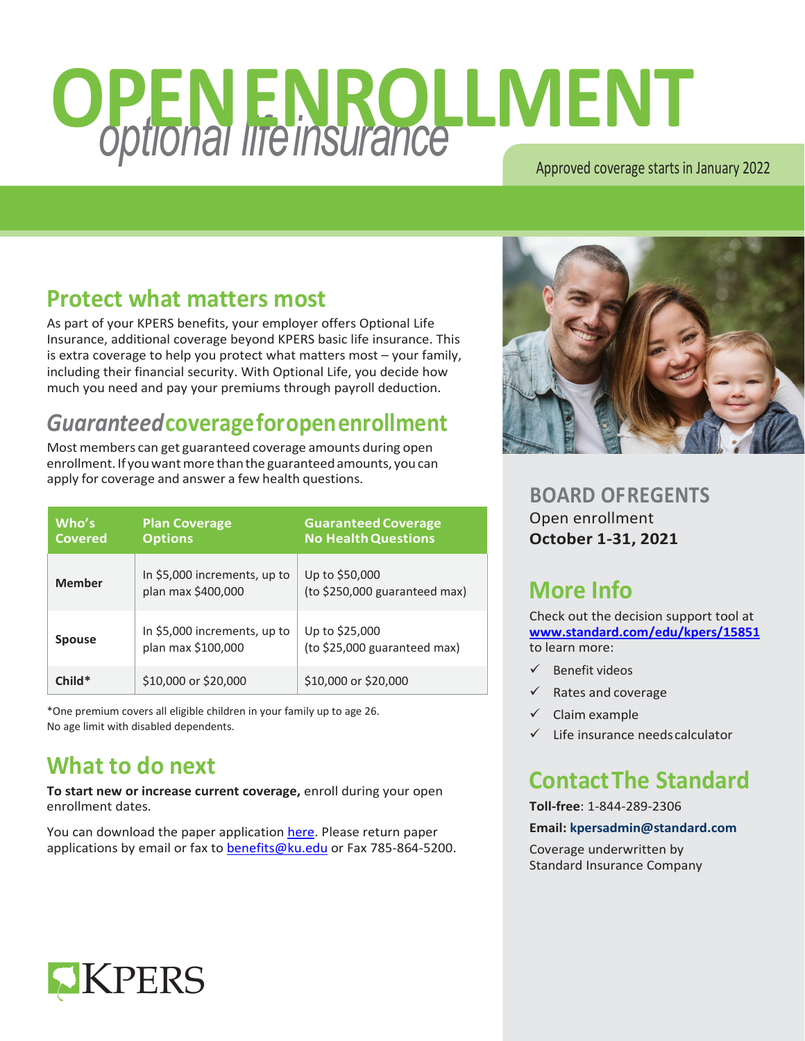# OPEN ENROLLMENT
*optional life insurance*

Approved coverage starts in January 2022

## Protect what matters most

As part of your KPERS benefits, your employer offers Optional Life Insurance, additional coverage beyond KPERS basic life insurance. This is extra coverage to help you protect what matters most – your family, including their financial security. With Optional Life, you decide how much you need and pay your premiums through payroll deduction.

## *Guaranteed* coverage for open enrollment

Most members can get guaranteed coverage amounts during open enrollment. If you want more than the guaranteed amounts, you can apply for coverage and answer a few health questions.

| Who's Covered | Plan Coverage Options | Guaranteed Coverage No Health Questions |
|---|---|---|
| **Member** | In $5,000 increments, up to plan max $400,000 | Up to $50,000 (to $250,000 guaranteed max) |
| **Spouse** | In $5,000 increments, up to plan max $100,000 | Up to $25,000 (to $25,000 guaranteed max) |
| **Child*** | $10,000 or $20,000 | $10,000 or $20,000 |

*One premium covers all eligible children in your family up to age 26.
No age limit with disabled dependents.

## What to do next

**To start new or increase current coverage,** enroll during your open enrollment dates.

You can download the paper application here. Please return paper applications by email or fax to benefits@ku.edu or Fax 785-864-5200.

### BOARD OF REGENTS

Open enrollment
**October 1-31, 2021**

## More Info

Check out the decision support tool at **www.standard.com/edu/kpers/15851** to learn more:

- ✓ Benefit videos
- ✓ Rates and coverage
- ✓ Claim example
- ✓ Life insurance needs calculator

## Contact The Standard

**Toll-free**: 1-844-289-2306

**Email: kpersadmin@standard.com**

Coverage underwritten by Standard Insurance Company

KPERS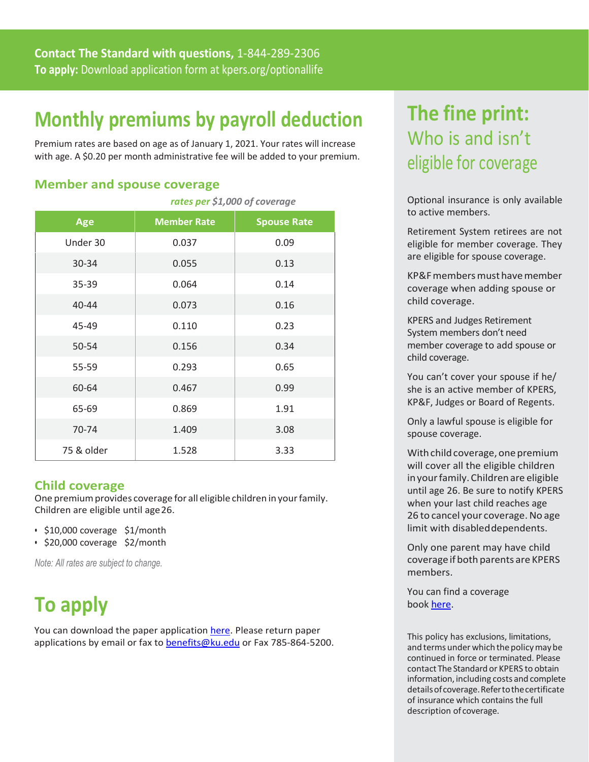**Contact The Standard with questions,** 1-844-289-2306
**To apply:** Download application form at kpers.org/optionallife

# Monthly premiums by payroll deduction

Premium rates are based on age as of January 1, 2021. Your rates will increase with age. A $0.20 per month administrative fee will be added to your premium.

### Member and spouse coverage

*rates per $1,000 of coverage*

| Age | Member Rate | Spouse Rate |
|---|---|---|
| Under 30 | 0.037 | 0.09 |
| 30-34 | 0.055 | 0.13 |
| 35-39 | 0.064 | 0.14 |
| 40-44 | 0.073 | 0.16 |
| 45-49 | 0.110 | 0.23 |
| 50-54 | 0.156 | 0.34 |
| 55-59 | 0.293 | 0.65 |
| 60-64 | 0.467 | 0.99 |
| 65-69 | 0.869 | 1.91 |
| 70-74 | 1.409 | 3.08 |
| 75 & older | 1.528 | 3.33 |

### Child coverage

One premium provides coverage for all eligible children in your family. Children are eligible until age 26.

- $10,000 coverage $1/month
- $20,000 coverage $2/month

*Note: All rates are subject to change.*

# To apply

You can download the paper application here. Please return paper applications by email or fax to benefits@ku.edu or Fax 785-864-5200.

## The fine print: Who is and isn't eligible for coverage

Optional insurance is only available to active members.

Retirement System retirees are not eligible for member coverage. They are eligible for spouse coverage.

KP&F members must have member coverage when adding spouse or child coverage.

KPERS and Judges Retirement System members don't need member coverage to add spouse or child coverage.

You can't cover your spouse if he/she is an active member of KPERS, KP&F, Judges or Board of Regents.

Only a lawful spouse is eligible for spouse coverage.

With child coverage, one premium will cover all the eligible children in your family. Children are eligible until age 26. Be sure to notify KPERS when your last child reaches age 26 to cancel your coverage. No age limit with disabled dependents.

Only one parent may have child coverage if both parents are KPERS members.

You can find a coverage book here.

This policy has exclusions, limitations, and terms under which the policy may be continued in force or terminated. Please contact The Standard or KPERS to obtain information, including costs and complete details of coverage. Refer to the certificate of insurance which contains the full description of coverage.